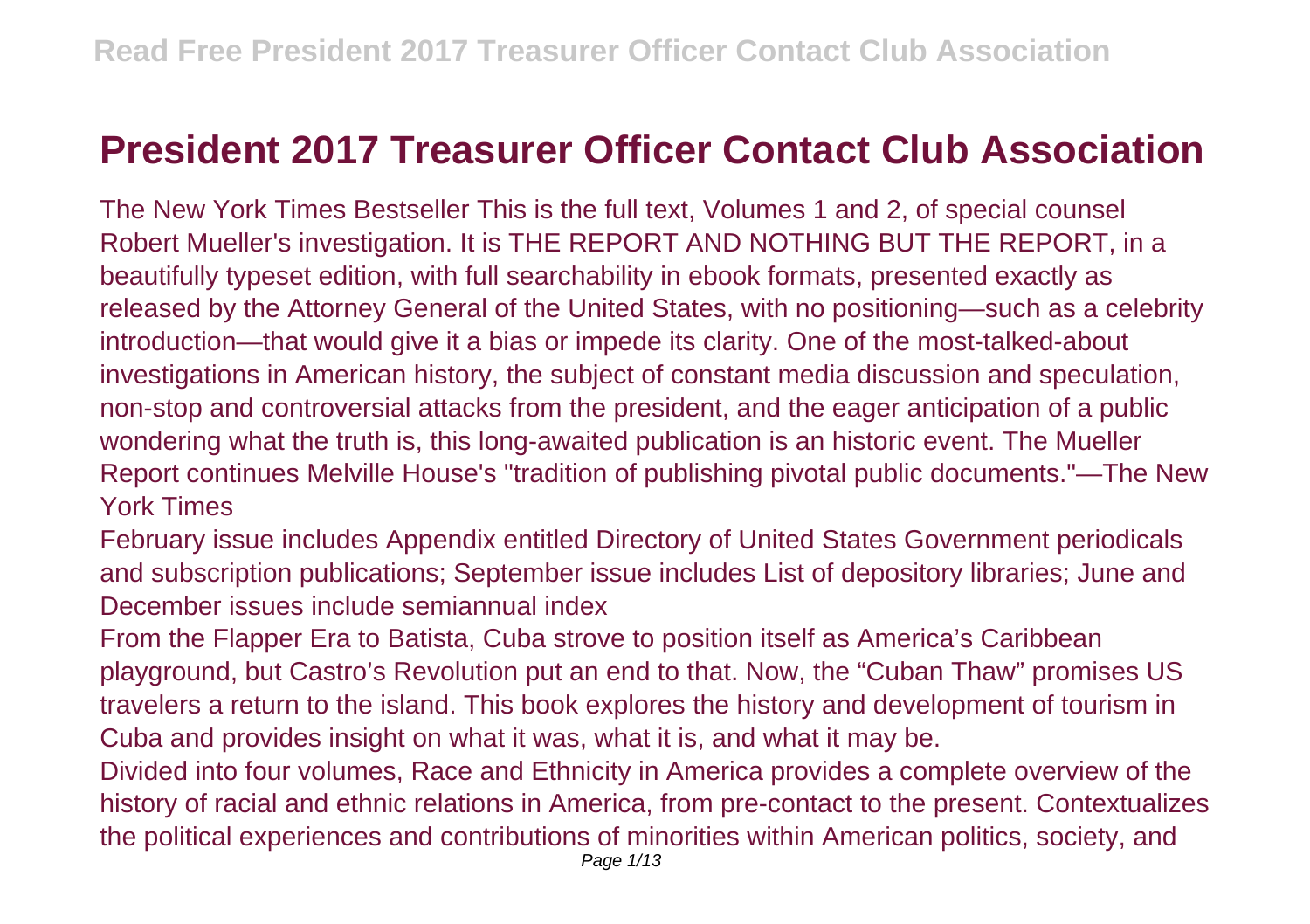# President 2017 Treasurer Officer Contact Club Association

The New York Times Bestseller This is the full text, Volumes 1 and 2, of special counsel Robert Mueller's investigation. It is THE REPORT AND NOTHING BUT THE REPORT, in a beautifully typeset edition, with full searchability in ebook formats, presented exactly as released by the Attorney General of the United States, with no positioning—such as a celebrity introduction—that would give it a bias or impede its clarity. One of the most-talked-about investigations in American history, the subject of constant media discussion and speculation, non-stop and controversial attacks from the president, and the eager anticipation of a public wondering what the truth is, this long-awaited publication is an historic event. The Mueller Report continues Melville House's "tradition of publishing pivotal public documents."—The New York Times

February issue includes Appendix entitled Directory of United States Government periodicals and subscription publications; September issue includes List of depository libraries; June and December issues include semiannual index

From the Flapper Era to Batista, Cuba strove to position itself as America's Caribbean playground, but Castro's Revolution put an end to that. Now, the "Cuban Thaw" promises US travelers a return to the island. This book explores the history and development of tourism in Cuba and provides insight on what it was, what it is, and what it may be.

Divided into four volumes, Race and Ethnicity in America provides a complete overview of the history of racial and ethnic relations in America, from pre-contact to the present. Contextualizes the political experiences and contributions of minorities within American politics, society, and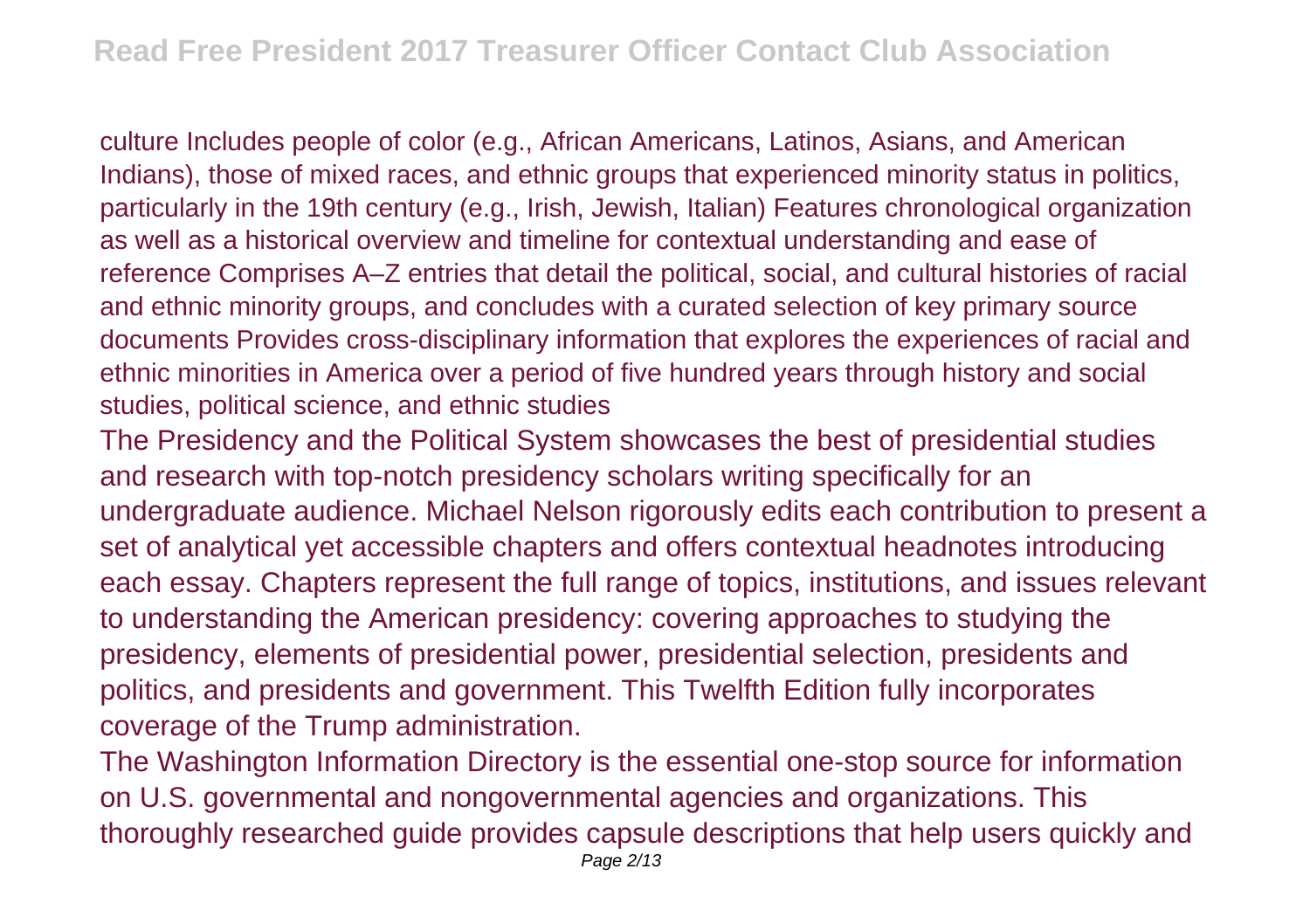culture Includes people of color (e.g., African Americans, Latinos, Asians, and American Indians), those of mixed races, and ethnic groups that experienced minority status in politics, particularly in the 19th century (e.g., Irish, Jewish, Italian) Features chronological organization as well as a historical overview and timeline for contextual understanding and ease of reference Comprises A–Z entries that detail the political, social, and cultural histories of racial and ethnic minority groups, and concludes with a curated selection of key primary source documents Provides cross-disciplinary information that explores the experiences of racial and ethnic minorities in America over a period of five hundred years through history and social studies, political science, and ethnic studies

The Presidency and the Political System showcases the best of presidential studies and research with top-notch presidency scholars writing specifically for an undergraduate audience. Michael Nelson rigorously edits each contribution to present a set of analytical yet accessible chapters and offers contextual headnotes introducing each essay. Chapters represent the full range of topics, institutions, and issues relevant to understanding the American presidency: covering approaches to studying the presidency, elements of presidential power, presidential selection, presidents and politics, and presidents and government. This Twelfth Edition fully incorporates coverage of the Trump administration.

The Washington Information Directory is the essential one-stop source for information on U.S. governmental and nongovernmental agencies and organizations. This thoroughly researched guide provides capsule descriptions that help users quickly and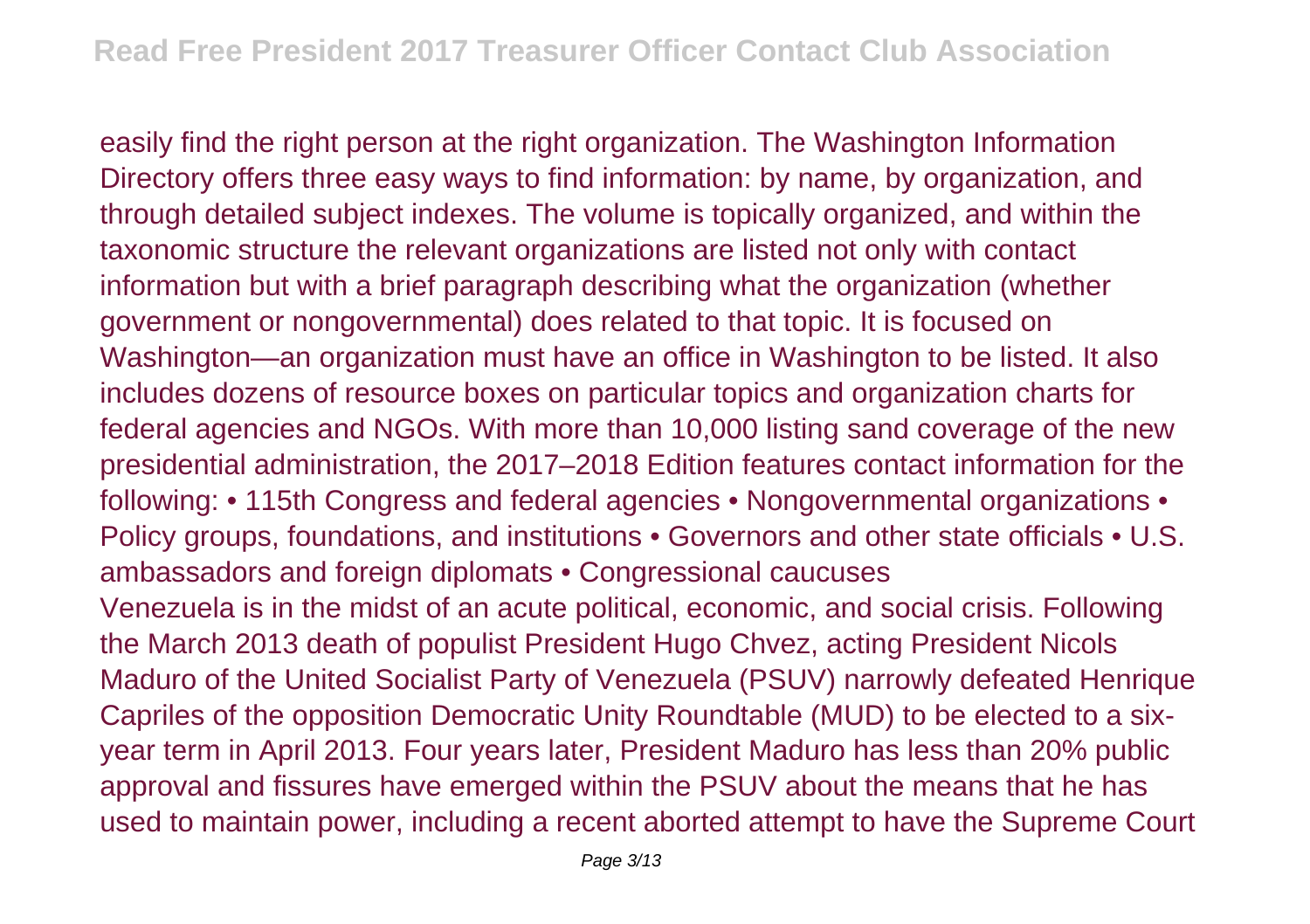easily find the right person at the right organization. The Washington Information Directory offers three easy ways to find information: by name, by organization, and through detailed subject indexes. The volume is topically organized, and within the taxonomic structure the relevant organizations are listed not only with contact information but with a brief paragraph describing what the organization (whether government or nongovernmental) does related to that topic. It is focused on Washington—an organization must have an office in Washington to be listed. It also includes dozens of resource boxes on particular topics and organization charts for federal agencies and NGOs. With more than 10,000 listing sand coverage of the new presidential administration, the 2017–2018 Edition features contact information for the following: • 115th Congress and federal agencies • Nongovernmental organizations • Policy groups, foundations, and institutions • Governors and other state officials • U.S. ambassadors and foreign diplomats • Congressional caucuses

Venezuela is in the midst of an acute political, economic, and social crisis. Following the March 2013 death of populist President Hugo Chvez, acting President Nicols Maduro of the United Socialist Party of Venezuela (PSUV) narrowly defeated Henrique Capriles of the opposition Democratic Unity Roundtable (MUD) to be elected to a six-year term in April 2013. Four years later, President Maduro has less than 20% public approval and fissures have emerged within the PSUV about the means that he has used to maintain power, including a recent aborted attempt to have the Supreme Court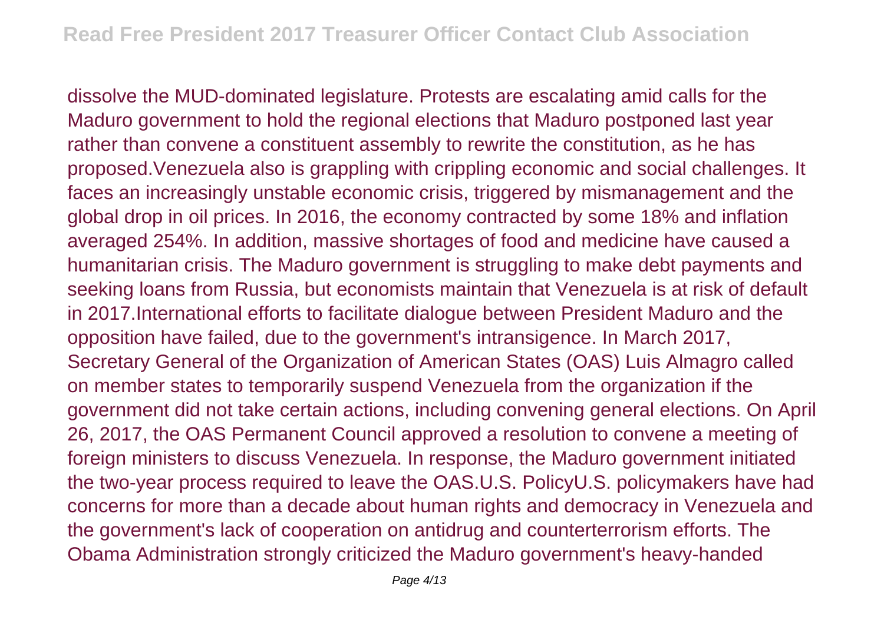dissolve the MUD-dominated legislature. Protests are escalating amid calls for the Maduro government to hold the regional elections that Maduro postponed last year rather than convene a constituent assembly to rewrite the constitution, as he has proposed.Venezuela also is grappling with crippling economic and social challenges. It faces an increasingly unstable economic crisis, triggered by mismanagement and the global drop in oil prices. In 2016, the economy contracted by some 18% and inflation averaged 254%. In addition, massive shortages of food and medicine have caused a humanitarian crisis. The Maduro government is struggling to make debt payments and seeking loans from Russia, but economists maintain that Venezuela is at risk of default in 2017.International efforts to facilitate dialogue between President Maduro and the opposition have failed, due to the government's intransigence. In March 2017, Secretary General of the Organization of American States (OAS) Luis Almagro called on member states to temporarily suspend Venezuela from the organization if the government did not take certain actions, including convening general elections. On April 26, 2017, the OAS Permanent Council approved a resolution to convene a meeting of foreign ministers to discuss Venezuela. In response, the Maduro government initiated the two-year process required to leave the OAS.U.S. PolicyU.S. policymakers have had concerns for more than a decade about human rights and democracy in Venezuela and the government's lack of cooperation on antidrug and counterterrorism efforts. The Obama Administration strongly criticized the Maduro government's heavy-handed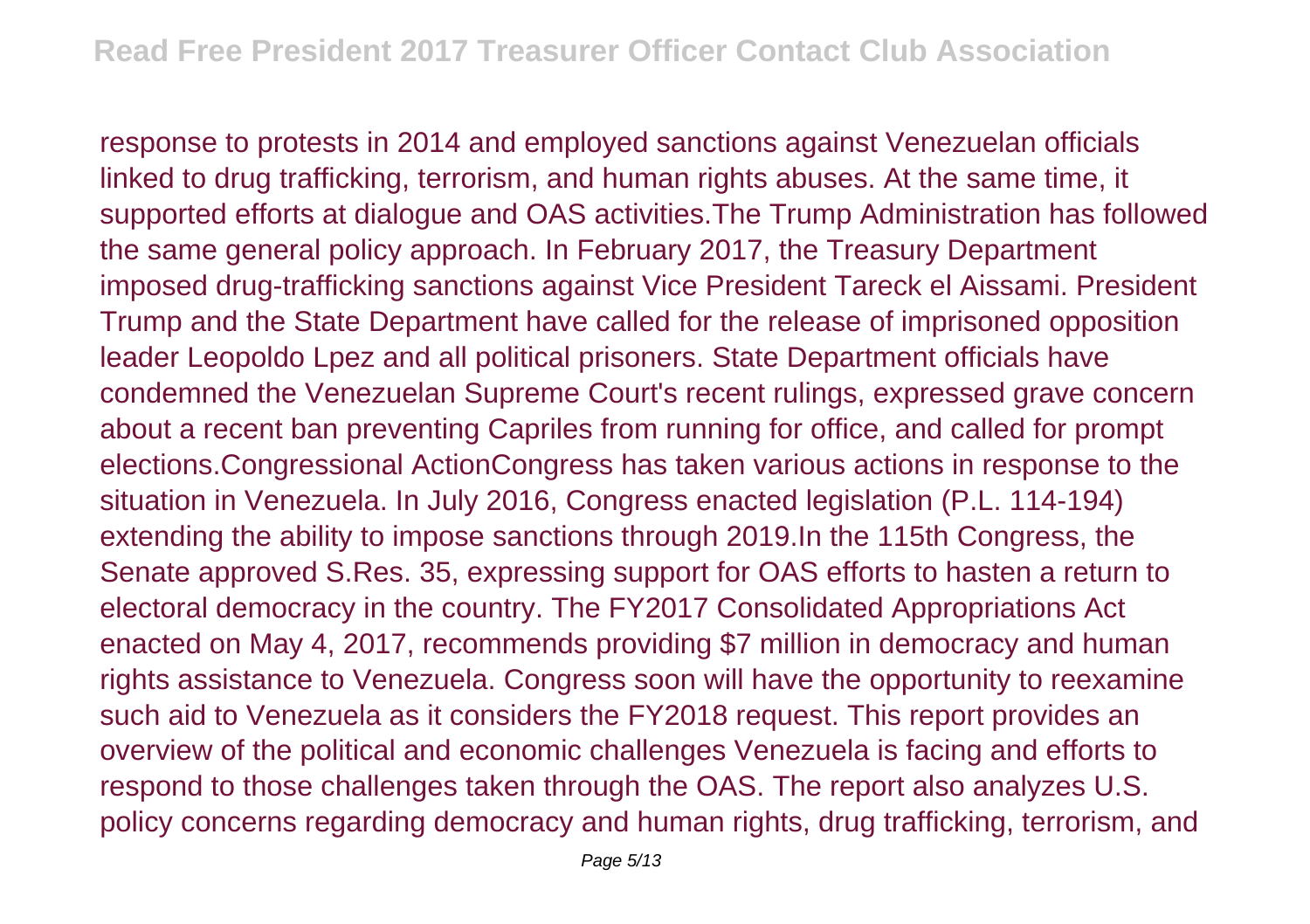response to protests in 2014 and employed sanctions against Venezuelan officials linked to drug trafficking, terrorism, and human rights abuses. At the same time, it supported efforts at dialogue and OAS activities.The Trump Administration has followed the same general policy approach. In February 2017, the Treasury Department imposed drug-trafficking sanctions against Vice President Tareck el Aissami. President Trump and the State Department have called for the release of imprisoned opposition leader Leopoldo Lpez and all political prisoners. State Department officials have condemned the Venezuelan Supreme Court's recent rulings, expressed grave concern about a recent ban preventing Capriles from running for office, and called for prompt elections.Congressional ActionCongress has taken various actions in response to the situation in Venezuela. In July 2016, Congress enacted legislation (P.L. 114-194) extending the ability to impose sanctions through 2019.In the 115th Congress, the Senate approved S.Res. 35, expressing support for OAS efforts to hasten a return to electoral democracy in the country. The FY2017 Consolidated Appropriations Act enacted on May 4, 2017, recommends providing $7 million in democracy and human rights assistance to Venezuela. Congress soon will have the opportunity to reexamine such aid to Venezuela as it considers the FY2018 request. This report provides an overview of the political and economic challenges Venezuela is facing and efforts to respond to those challenges taken through the OAS. The report also analyzes U.S. policy concerns regarding democracy and human rights, drug trafficking, terrorism, and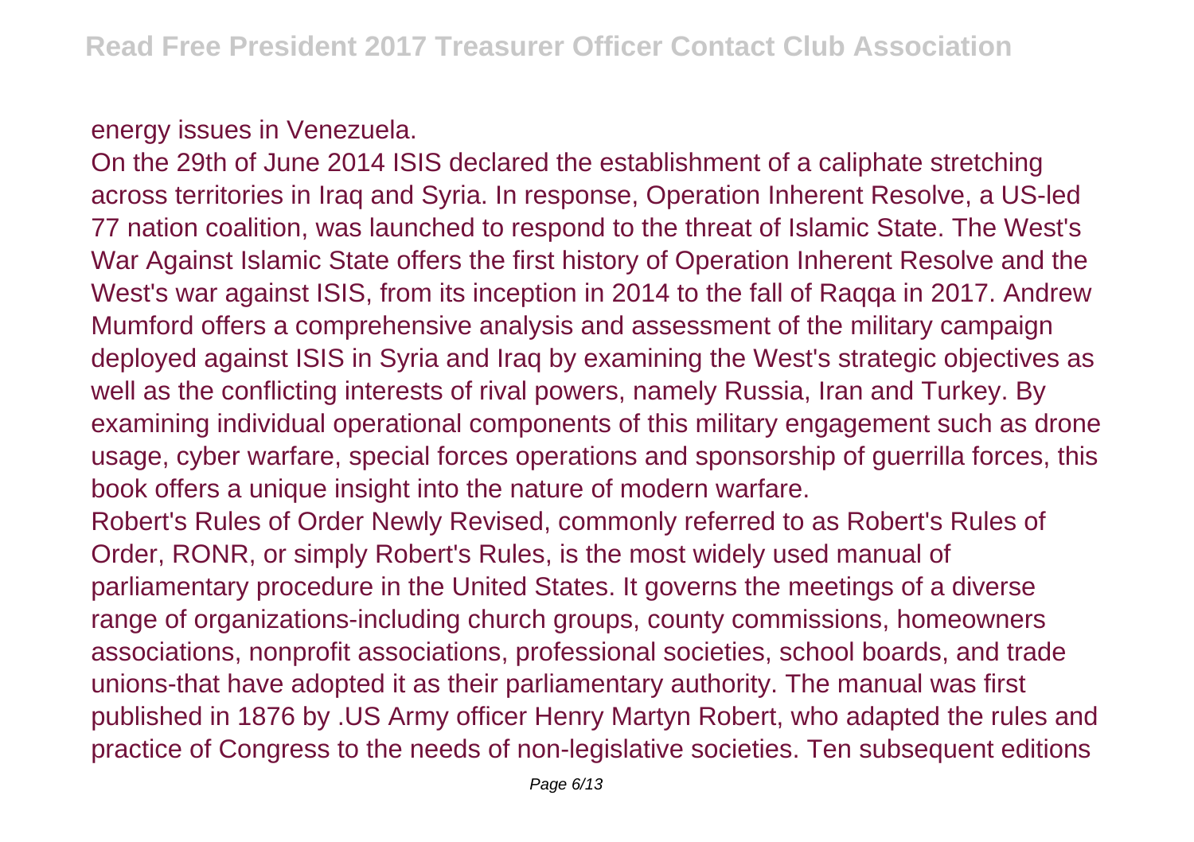energy issues in Venezuela.

On the 29th of June 2014 ISIS declared the establishment of a caliphate stretching across territories in Iraq and Syria. In response, Operation Inherent Resolve, a US-led 77 nation coalition, was launched to respond to the threat of Islamic State. The West's War Against Islamic State offers the first history of Operation Inherent Resolve and the West's war against ISIS, from its inception in 2014 to the fall of Raqqa in 2017. Andrew Mumford offers a comprehensive analysis and assessment of the military campaign deployed against ISIS in Syria and Iraq by examining the West's strategic objectives as well as the conflicting interests of rival powers, namely Russia, Iran and Turkey. By examining individual operational components of this military engagement such as drone usage, cyber warfare, special forces operations and sponsorship of guerrilla forces, this book offers a unique insight into the nature of modern warfare.

Robert's Rules of Order Newly Revised, commonly referred to as Robert's Rules of Order, RONR, or simply Robert's Rules, is the most widely used manual of parliamentary procedure in the United States. It governs the meetings of a diverse range of organizations-including church groups, county commissions, homeowners associations, nonprofit associations, professional societies, school boards, and trade unions-that have adopted it as their parliamentary authority. The manual was first published in 1876 by .US Army officer Henry Martyn Robert, who adapted the rules and practice of Congress to the needs of non-legislative societies. Ten subsequent editions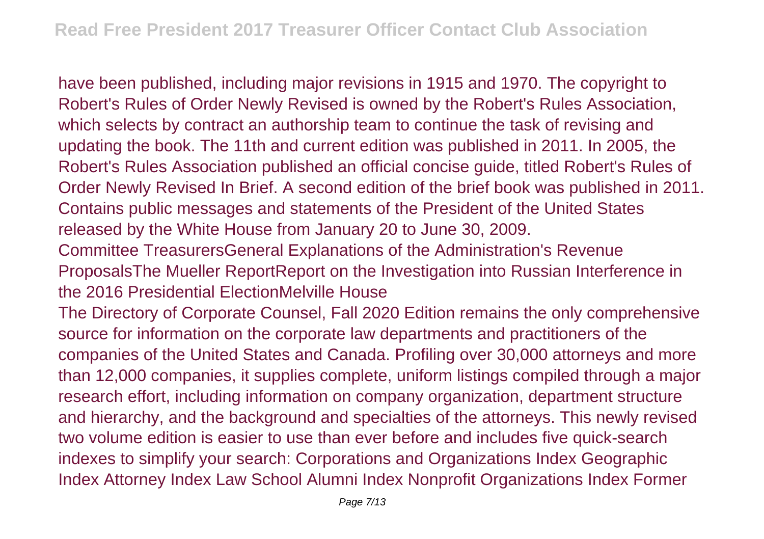have been published, including major revisions in 1915 and 1970. The copyright to Robert's Rules of Order Newly Revised is owned by the Robert's Rules Association, which selects by contract an authorship team to continue the task of revising and updating the book. The 11th and current edition was published in 2011. In 2005, the Robert's Rules Association published an official concise guide, titled Robert's Rules of Order Newly Revised In Brief. A second edition of the brief book was published in 2011. Contains public messages and statements of the President of the United States released by the White House from January 20 to June 30, 2009.

Committee TreasurersGeneral Explanations of the Administration's Revenue ProposalsThe Mueller ReportReport on the Investigation into Russian Interference in the 2016 Presidential ElectionMelville House

The Directory of Corporate Counsel, Fall 2020 Edition remains the only comprehensive source for information on the corporate law departments and practitioners of the companies of the United States and Canada. Profiling over 30,000 attorneys and more than 12,000 companies, it supplies complete, uniform listings compiled through a major research effort, including information on company organization, department structure and hierarchy, and the background and specialties of the attorneys. This newly revised two volume edition is easier to use than ever before and includes five quick-search indexes to simplify your search: Corporations and Organizations Index Geographic Index Attorney Index Law School Alumni Index Nonprofit Organizations Index Former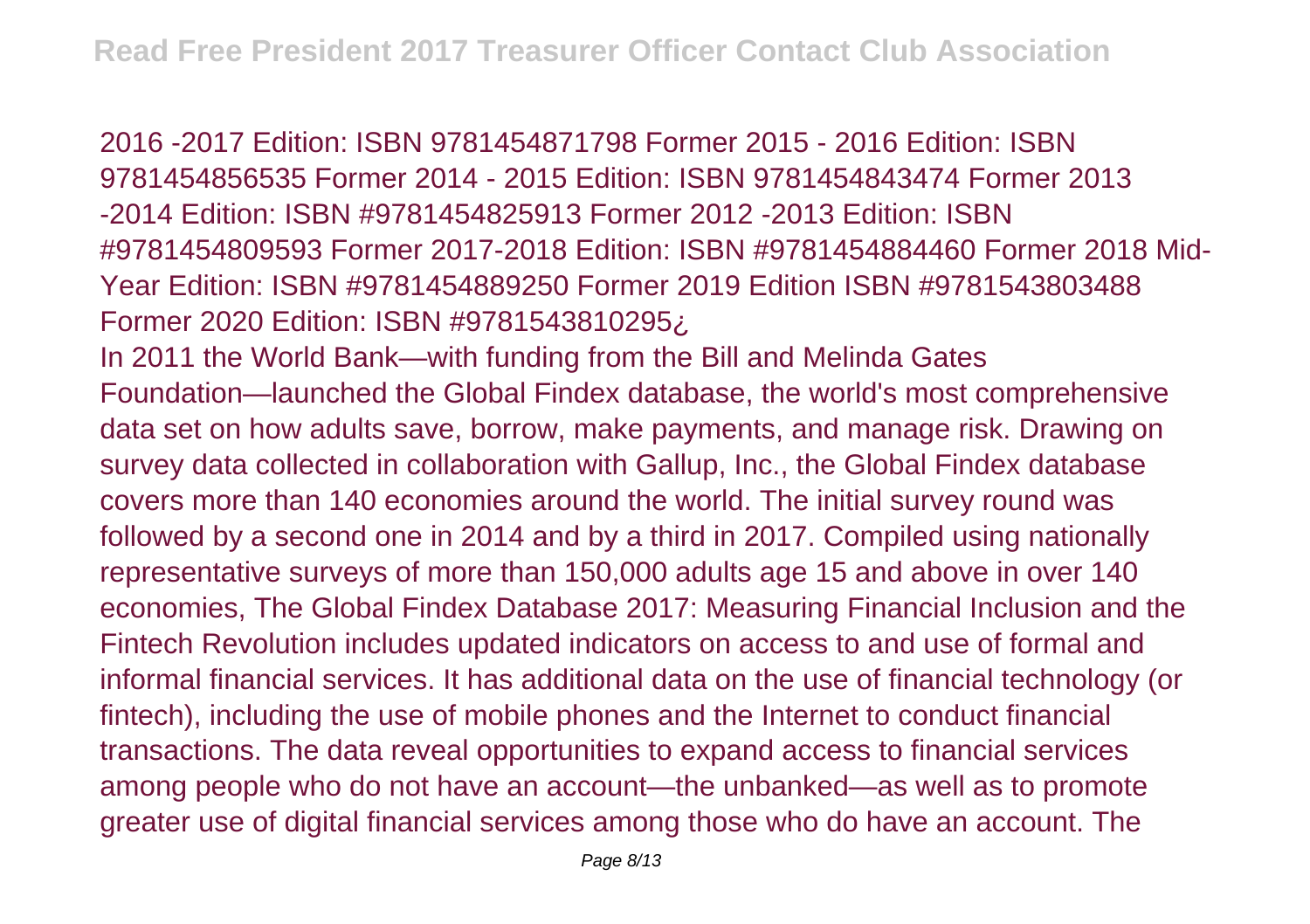2016 -2017 Edition: ISBN 9781454871798 Former 2015 - 2016 Edition: ISBN 9781454856535 Former 2014 - 2015 Edition: ISBN 9781454843474 Former 2013 -2014 Edition: ISBN #9781454825913 Former 2012 -2013 Edition: ISBN #9781454809593 Former 2017-2018 Edition: ISBN #9781454884460 Former 2018 Mid-Year Edition: ISBN #9781454889250 Former 2019 Edition ISBN #9781543803488 Former 2020 Edition: ISBN #9781543810295¿

In 2011 the World Bank—with funding from the Bill and Melinda Gates Foundation—launched the Global Findex database, the world's most comprehensive data set on how adults save, borrow, make payments, and manage risk. Drawing on survey data collected in collaboration with Gallup, Inc., the Global Findex database covers more than 140 economies around the world. The initial survey round was followed by a second one in 2014 and by a third in 2017. Compiled using nationally representative surveys of more than 150,000 adults age 15 and above in over 140 economies, The Global Findex Database 2017: Measuring Financial Inclusion and the Fintech Revolution includes updated indicators on access to and use of formal and informal financial services. It has additional data on the use of financial technology (or fintech), including the use of mobile phones and the Internet to conduct financial transactions. The data reveal opportunities to expand access to financial services among people who do not have an account—the unbanked—as well as to promote greater use of digital financial services among those who do have an account. The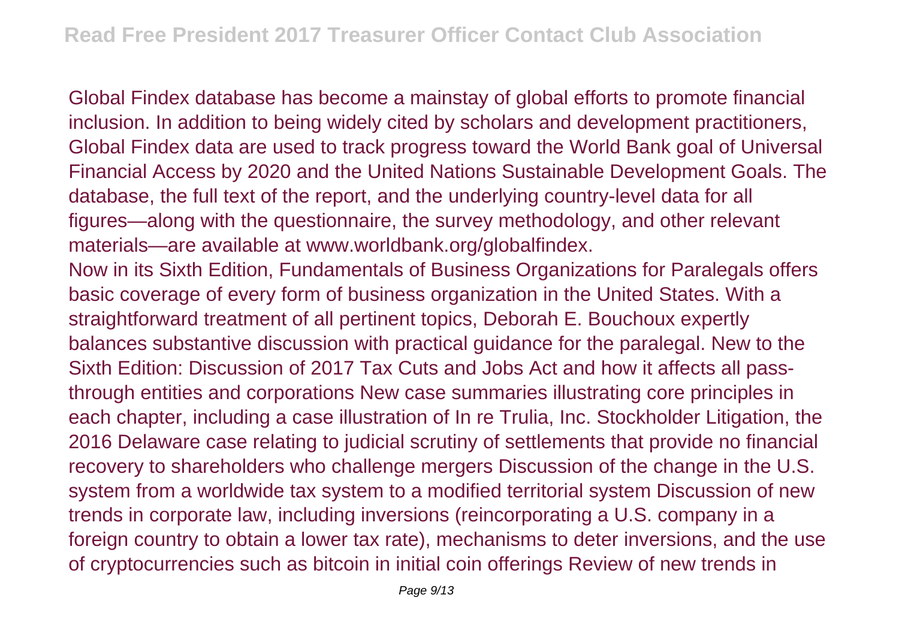Global Findex database has become a mainstay of global efforts to promote financial inclusion. In addition to being widely cited by scholars and development practitioners, Global Findex data are used to track progress toward the World Bank goal of Universal Financial Access by 2020 and the United Nations Sustainable Development Goals. The database, the full text of the report, and the underlying country-level data for all figures—along with the questionnaire, the survey methodology, and other relevant materials—are available at www.worldbank.org/globalfindex.

Now in its Sixth Edition, Fundamentals of Business Organizations for Paralegals offers basic coverage of every form of business organization in the United States. With a straightforward treatment of all pertinent topics, Deborah E. Bouchoux expertly balances substantive discussion with practical guidance for the paralegal. New to the Sixth Edition: Discussion of 2017 Tax Cuts and Jobs Act and how it affects all pass-through entities and corporations New case summaries illustrating core principles in each chapter, including a case illustration of In re Trulia, Inc. Stockholder Litigation, the 2016 Delaware case relating to judicial scrutiny of settlements that provide no financial recovery to shareholders who challenge mergers Discussion of the change in the U.S. system from a worldwide tax system to a modified territorial system Discussion of new trends in corporate law, including inversions (reincorporating a U.S. company in a foreign country to obtain a lower tax rate), mechanisms to deter inversions, and the use of cryptocurrencies such as bitcoin in initial coin offerings Review of new trends in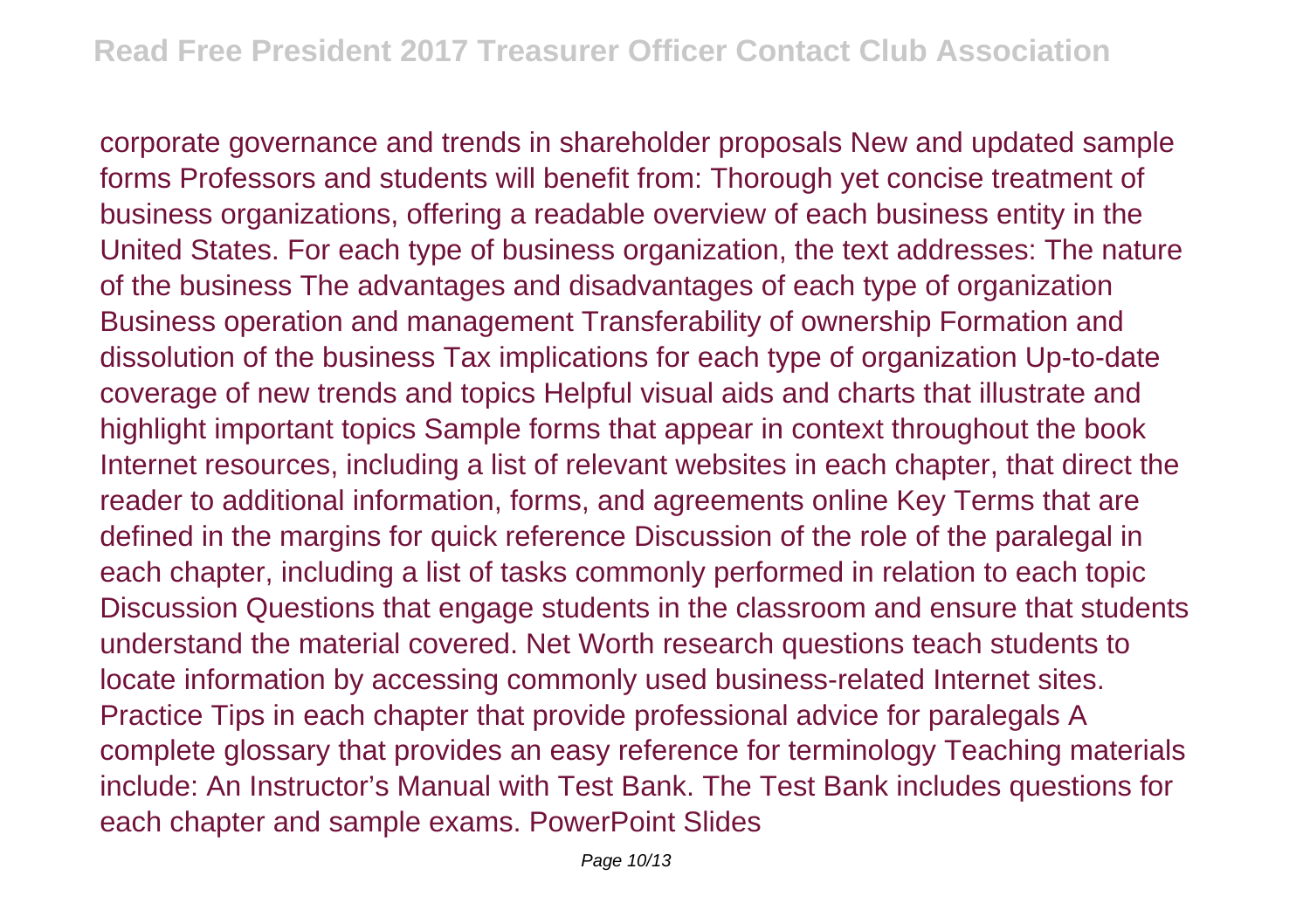corporate governance and trends in shareholder proposals New and updated sample forms Professors and students will benefit from: Thorough yet concise treatment of business organizations, offering a readable overview of each business entity in the United States. For each type of business organization, the text addresses: The nature of the business The advantages and disadvantages of each type of organization Business operation and management Transferability of ownership Formation and dissolution of the business Tax implications for each type of organization Up-to-date coverage of new trends and topics Helpful visual aids and charts that illustrate and highlight important topics Sample forms that appear in context throughout the book Internet resources, including a list of relevant websites in each chapter, that direct the reader to additional information, forms, and agreements online Key Terms that are defined in the margins for quick reference Discussion of the role of the paralegal in each chapter, including a list of tasks commonly performed in relation to each topic Discussion Questions that engage students in the classroom and ensure that students understand the material covered. Net Worth research questions teach students to locate information by accessing commonly used business-related Internet sites. Practice Tips in each chapter that provide professional advice for paralegals A complete glossary that provides an easy reference for terminology Teaching materials include: An Instructor's Manual with Test Bank. The Test Bank includes questions for each chapter and sample exams. PowerPoint Slides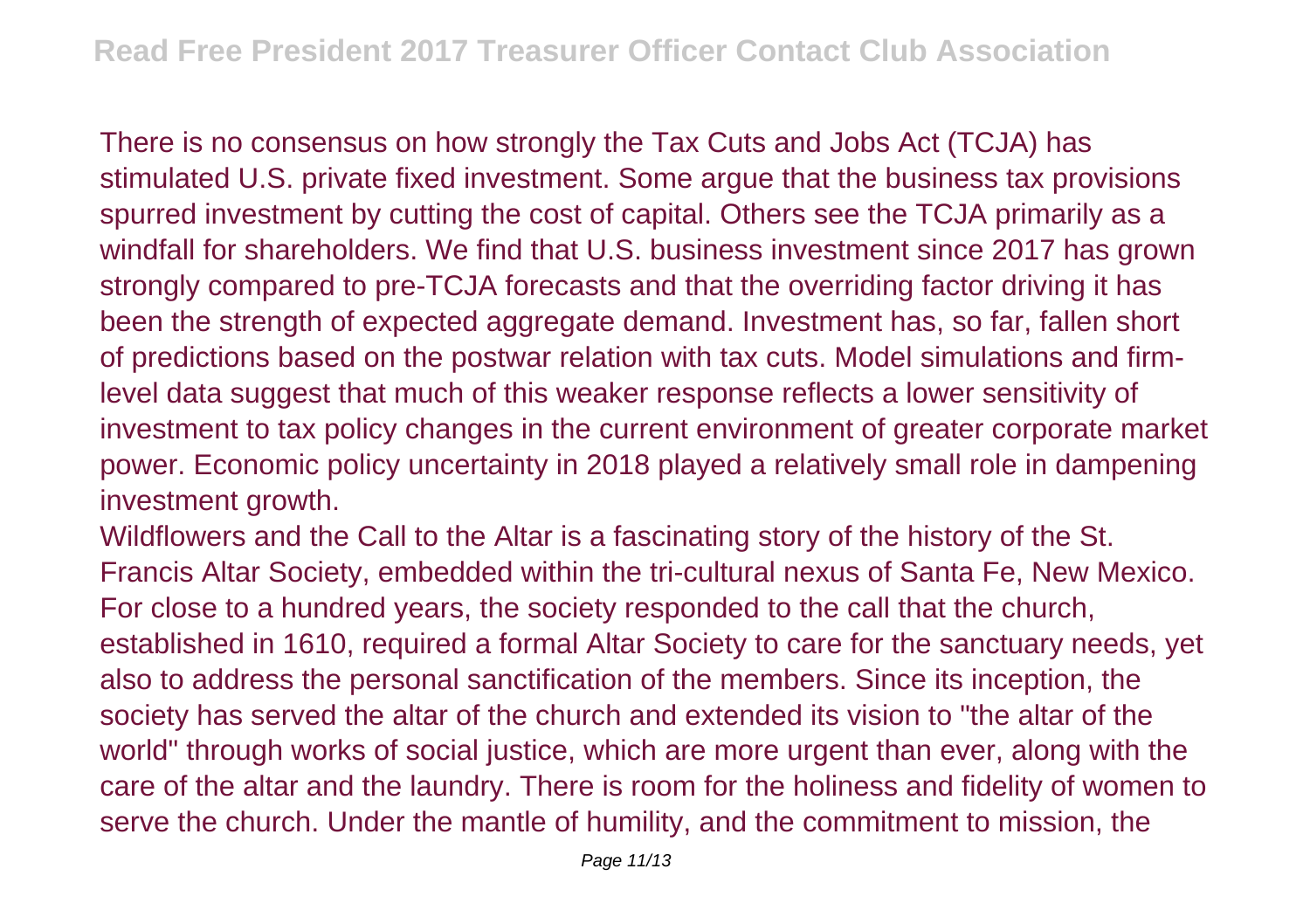There is no consensus on how strongly the Tax Cuts and Jobs Act (TCJA) has stimulated U.S. private fixed investment. Some argue that the business tax provisions spurred investment by cutting the cost of capital. Others see the TCJA primarily as a windfall for shareholders. We find that U.S. business investment since 2017 has grown strongly compared to pre-TCJA forecasts and that the overriding factor driving it has been the strength of expected aggregate demand. Investment has, so far, fallen short of predictions based on the postwar relation with tax cuts. Model simulations and firm-level data suggest that much of this weaker response reflects a lower sensitivity of investment to tax policy changes in the current environment of greater corporate market power. Economic policy uncertainty in 2018 played a relatively small role in dampening investment growth.

Wildflowers and the Call to the Altar is a fascinating story of the history of the St. Francis Altar Society, embedded within the tri-cultural nexus of Santa Fe, New Mexico. For close to a hundred years, the society responded to the call that the church, established in 1610, required a formal Altar Society to care for the sanctuary needs, yet also to address the personal sanctification of the members. Since its inception, the society has served the altar of the church and extended its vision to "the altar of the world" through works of social justice, which are more urgent than ever, along with the care of the altar and the laundry. There is room for the holiness and fidelity of women to serve the church. Under the mantle of humility, and the commitment to mission, the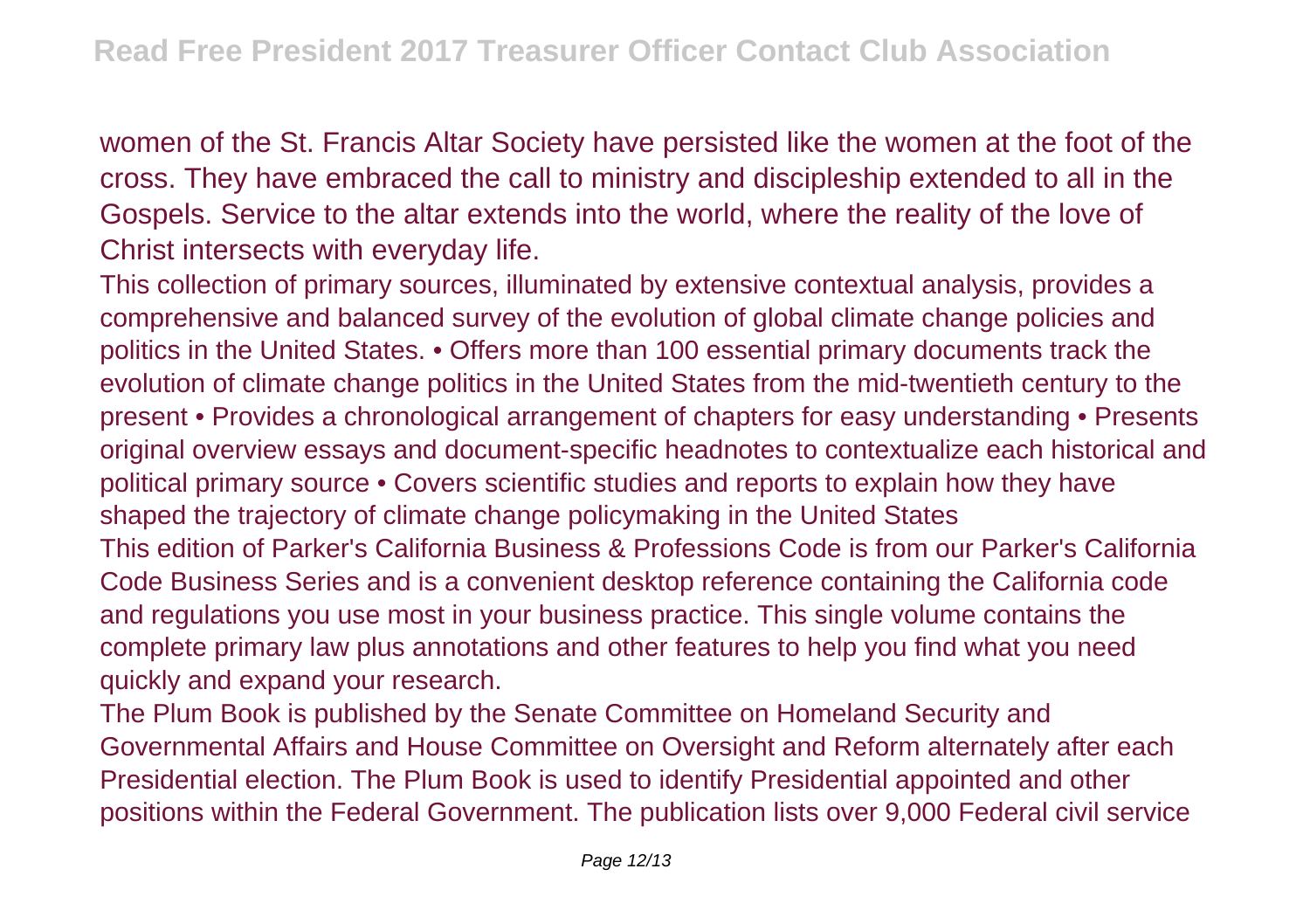women of the St. Francis Altar Society have persisted like the women at the foot of the cross. They have embraced the call to ministry and discipleship extended to all in the Gospels. Service to the altar extends into the world, where the reality of the love of Christ intersects with everyday life.

This collection of primary sources, illuminated by extensive contextual analysis, provides a comprehensive and balanced survey of the evolution of global climate change policies and politics in the United States. • Offers more than 100 essential primary documents track the evolution of climate change politics in the United States from the mid-twentieth century to the present • Provides a chronological arrangement of chapters for easy understanding • Presents original overview essays and document-specific headnotes to contextualize each historical and political primary source • Covers scientific studies and reports to explain how they have shaped the trajectory of climate change policymaking in the United States

This edition of Parker's California Business & Professions Code is from our Parker's California Code Business Series and is a convenient desktop reference containing the California code and regulations you use most in your business practice. This single volume contains the complete primary law plus annotations and other features to help you find what you need quickly and expand your research.

The Plum Book is published by the Senate Committee on Homeland Security and Governmental Affairs and House Committee on Oversight and Reform alternately after each Presidential election. The Plum Book is used to identify Presidential appointed and other positions within the Federal Government. The publication lists over 9,000 Federal civil service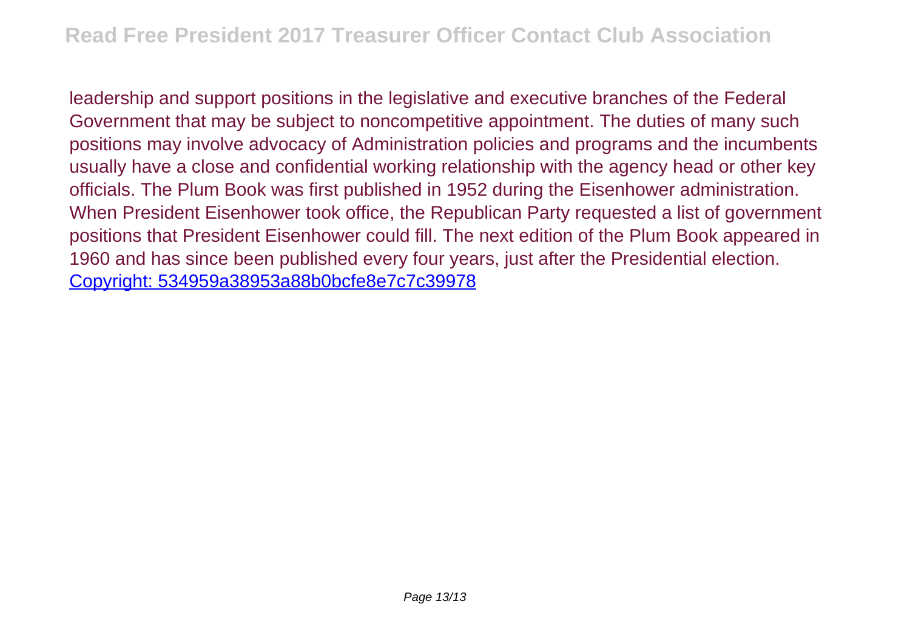leadership and support positions in the legislative and executive branches of the Federal Government that may be subject to noncompetitive appointment. The duties of many such positions may involve advocacy of Administration policies and programs and the incumbents usually have a close and confidential working relationship with the agency head or other key officials. The Plum Book was first published in 1952 during the Eisenhower administration. When President Eisenhower took office, the Republican Party requested a list of government positions that President Eisenhower could fill. The next edition of the Plum Book appeared in 1960 and has since been published every four years, just after the Presidential election.

Copyright: 534959a38953a88b0bcfe8e7c7c39978